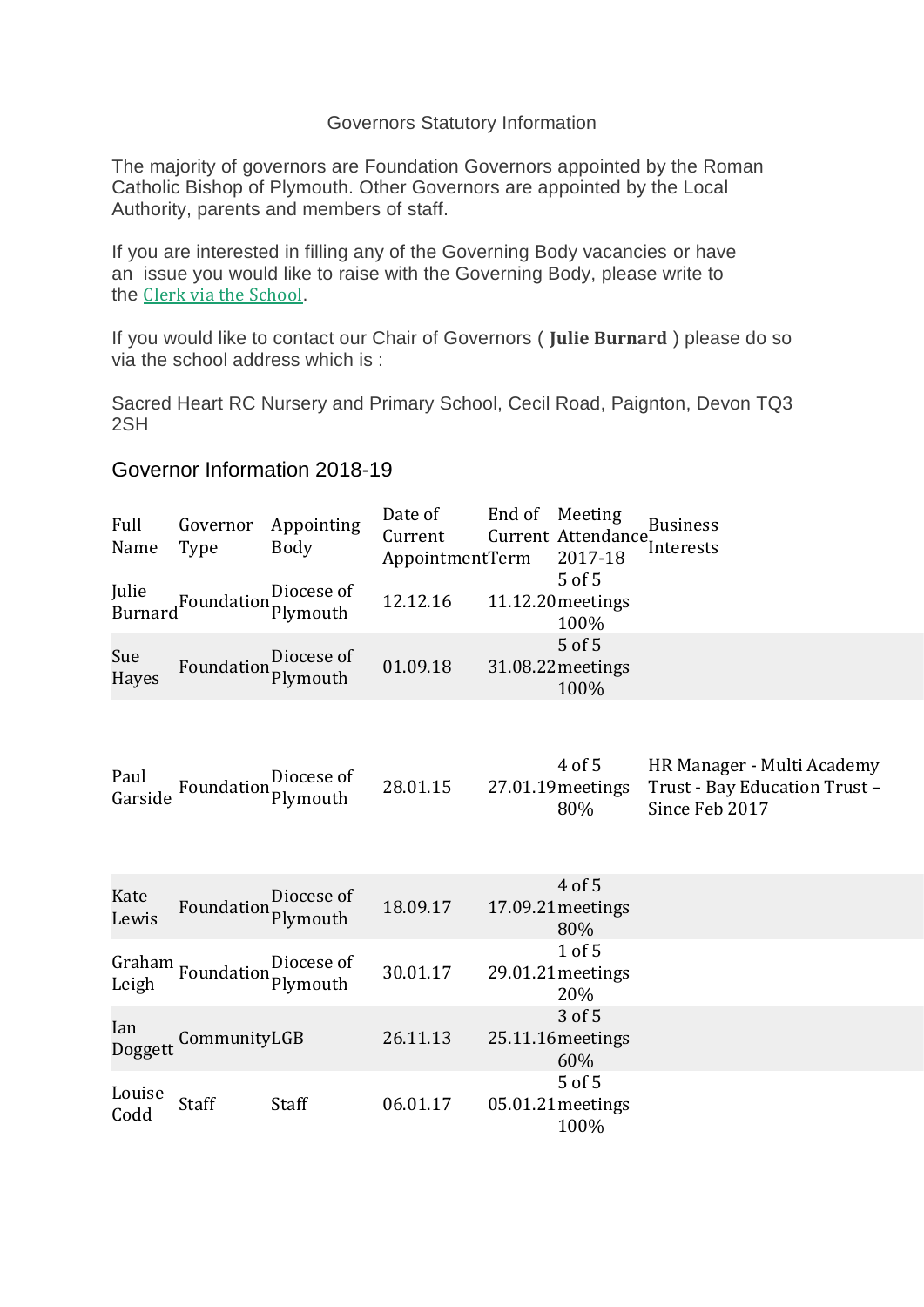Governors Statutory Information

The majority of governors are Foundation Governors appointed by the Roman Catholic Bishop of Plymouth. Other Governors are appointed by the Local Authority, parents and members of staff.

If you are interested in filling any of the Governing Body vacancies or have an issue you would like to raise with the Governing Body, please write to the Clerk via the School.

If you would like to contact our Chair of Governors ( **Julie Burnard** ) please do so via the school address which is :

Sacred Heart RC Nursery and Primary School, Cecil Road, Paignton, Devon TQ3 2SH

## Governor Information 2018-19

| Full Name | Governor Type | Appointing Body | Date of Current Appointment | End of Current Term | Meeting Attendance 2017-18 | Business Interests |
|---|---|---|---|---|---|---|
| Julie Burnard | Foundation | Diocese of Plymouth | 12.12.16 | 11.12.20 | 5 of 5 meetings 100% | |
| Sue Hayes | Foundation | Diocese of Plymouth | 01.09.18 | 31.08.22 | 5 of 5 meetings 100% | |
| Paul Garside | Foundation | Diocese of Plymouth | 28.01.15 | 27.01.19 | 4 of 5 meetings 80% | HR Manager - Multi Academy Trust - Bay Education Trust – Since Feb 2017 |
| Kate Lewis | Foundation | Diocese of Plymouth | 18.09.17 | 17.09.21 | 4 of 5 meetings 80% | |
| Graham Leigh | Foundation | Diocese of Plymouth | 30.01.17 | 29.01.21 | 1 of 5 meetings 20% | |
| Ian Doggett | Community | LGB | 26.11.13 | 25.11.16 | 3 of 5 meetings 60% | |
| Louise Codd | Staff | Staff | 06.01.17 | 05.01.21 | 5 of 5 meetings 100% | |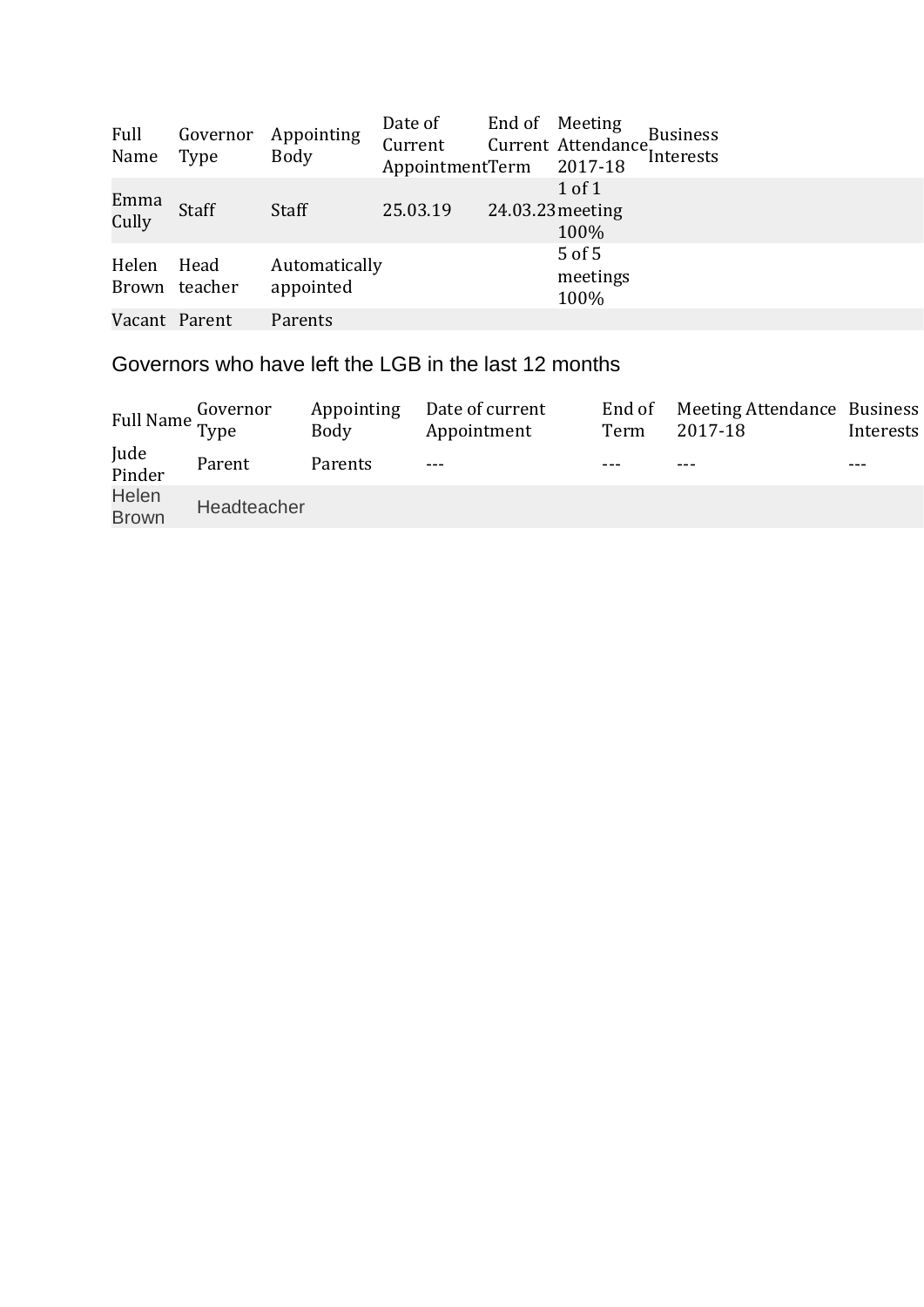| Full Name | Governor Type | Appointing Body | Date of Current Appointment | End of Current Term | Meeting Attendance 2017-18 | Business Interests |
|---|---|---|---|---|---|---|
| Emma Cully | Staff | Staff | 25.03.19 | 24.03.23 | 1 of 1 meeting 100% | |
| Helen Brown | Head teacher | Automatically appointed | | | 5 of 5 meetings 100% | |
| Vacant | Parent | Parents | | | | |

## Governors who have left the LGB in the last 12 months

| Full Name | Governor Type | Appointing Body | Date of current Appointment | End of Term | Meeting Attendance 2017-18 | Business Interests |
|---|---|---|---|---|---|---|
| Jude Pinder | Parent | Parents | --- | --- | --- | --- |
| Helen Brown | Headteacher | | | | | |